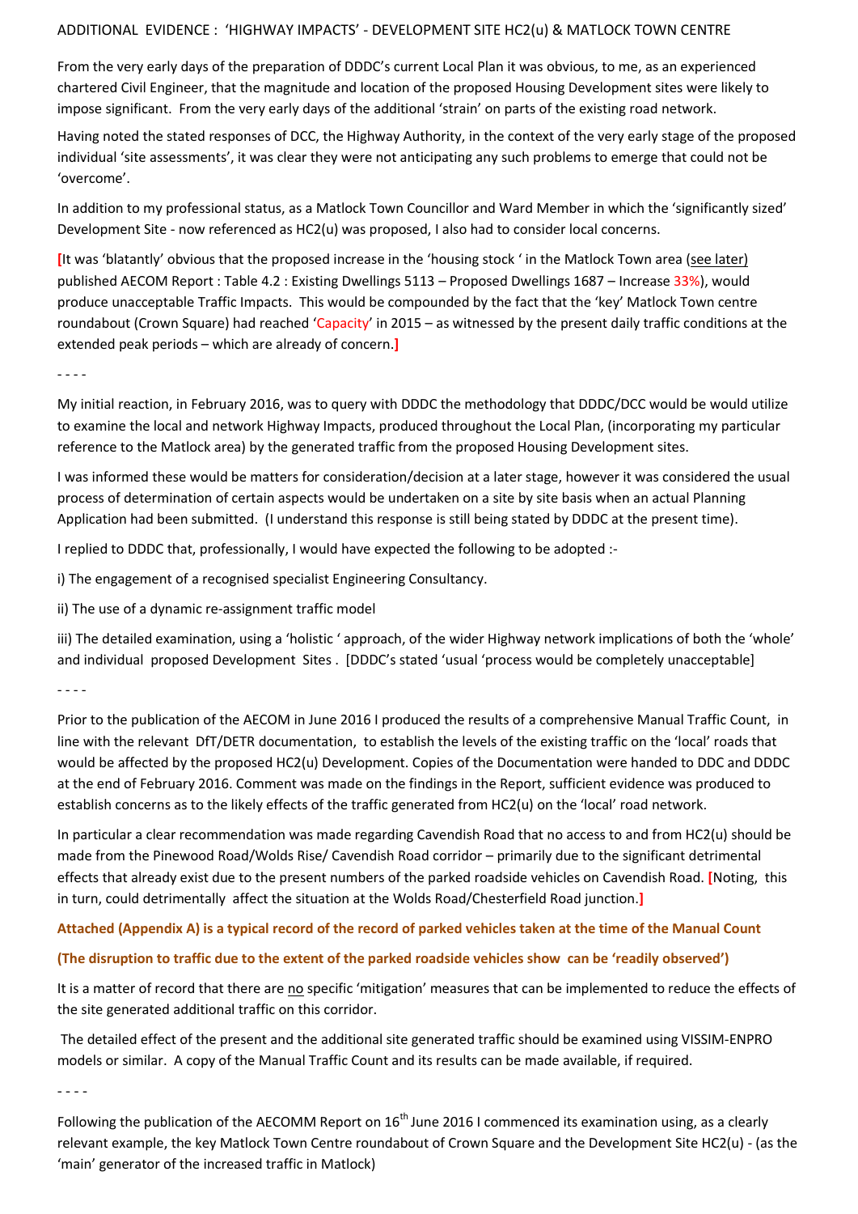# ADDITIONAL EVIDENCE : 'HIGHWAY IMPACTS' - DEVELOPMENT SITE HC2(u) & MATLOCK TOWN CENTRE

From the very early days of the preparation of DDDC's current Local Plan it was obvious, to me, as an experienced chartered Civil Engineer, that the magnitude and location of the proposed Housing Development sites were likely to impose significant. From the very early days of the additional 'strain' on parts of the existing road network.

Having noted the stated responses of DCC, the Highway Authority, in the context of the very early stage of the proposed individual 'site assessments', it was clear they were not anticipating any such problems to emerge that could not be 'overcome'.

In addition to my professional status, as a Matlock Town Councillor and Ward Member in which the 'significantly sized' Development Site - now referenced as HC2(u) was proposed, I also had to consider local concerns.

[It was 'blatantly' obvious that the proposed increase in the 'housing stock ' in the Matlock Town area (see later) published AECOM Report : Table 4.2 : Existing Dwellings 5113 – Proposed Dwellings 1687 – Increase 33%), would produce unacceptable Traffic Impacts. This would be compounded by the fact that the 'key' Matlock Town centre roundabout (Crown Square) had reached 'Capacity' in 2015 – as witnessed by the present daily traffic conditions at the extended peak periods – which are already of concern.]

- - - -

My initial reaction, in February 2016, was to query with DDDC the methodology that DDDC/DCC would be would utilize to examine the local and network Highway Impacts, produced throughout the Local Plan, (incorporating my particular reference to the Matlock area) by the generated traffic from the proposed Housing Development sites.

I was informed these would be matters for consideration/decision at a later stage, however it was considered the usual process of determination of certain aspects would be undertaken on a site by site basis when an actual Planning Application had been submitted. (I understand this response is still being stated by DDDC at the present time).

I replied to DDDC that, professionally, I would have expected the following to be adopted :-

i) The engagement of a recognised specialist Engineering Consultancy.

ii) The use of a dynamic re-assignment traffic model

iii) The detailed examination, using a 'holistic ' approach, of the wider Highway network implications of both the 'whole' and individual proposed Development Sites . [DDDC's stated 'usual 'process would be completely unacceptable]

- - - -

Prior to the publication of the AECOM in June 2016 I produced the results of a comprehensive Manual Traffic Count, in line with the relevant DfT/DETR documentation, to establish the levels of the existing traffic on the 'local' roads that would be affected by the proposed HC2(u) Development. Copies of the Documentation were handed to DDC and DDDC at the end of February 2016. Comment was made on the findings in the Report, sufficient evidence was produced to establish concerns as to the likely effects of the traffic generated from HC2(u) on the 'local' road network.

In particular a clear recommendation was made regarding Cavendish Road that no access to and from HC2(u) should be made from the Pinewood Road/Wolds Rise/ Cavendish Road corridor – primarily due to the significant detrimental effects that already exist due to the present numbers of the parked roadside vehicles on Cavendish Road. [Noting, this in turn, could detrimentally affect the situation at the Wolds Road/Chesterfield Road junction.]

**Attached (Appendix A) is a typical record of the record of parked vehicles taken at the time of the Manual Count**

**(The disruption to traffic due to the extent of the parked roadside vehicles show can be 'readily observed')**

It is a matter of record that there are no specific 'mitigation' measures that can be implemented to reduce the effects of the site generated additional traffic on this corridor.

The detailed effect of the present and the additional site generated traffic should be examined using VISSIM-ENPRO models or similar. A copy of the Manual Traffic Count and its results can be made available, if required.

- - - -

Following the publication of the AECOMM Report on 16th June 2016 I commenced its examination using, as a clearly relevant example, the key Matlock Town Centre roundabout of Crown Square and the Development Site HC2(u) - (as the 'main' generator of the increased traffic in Matlock)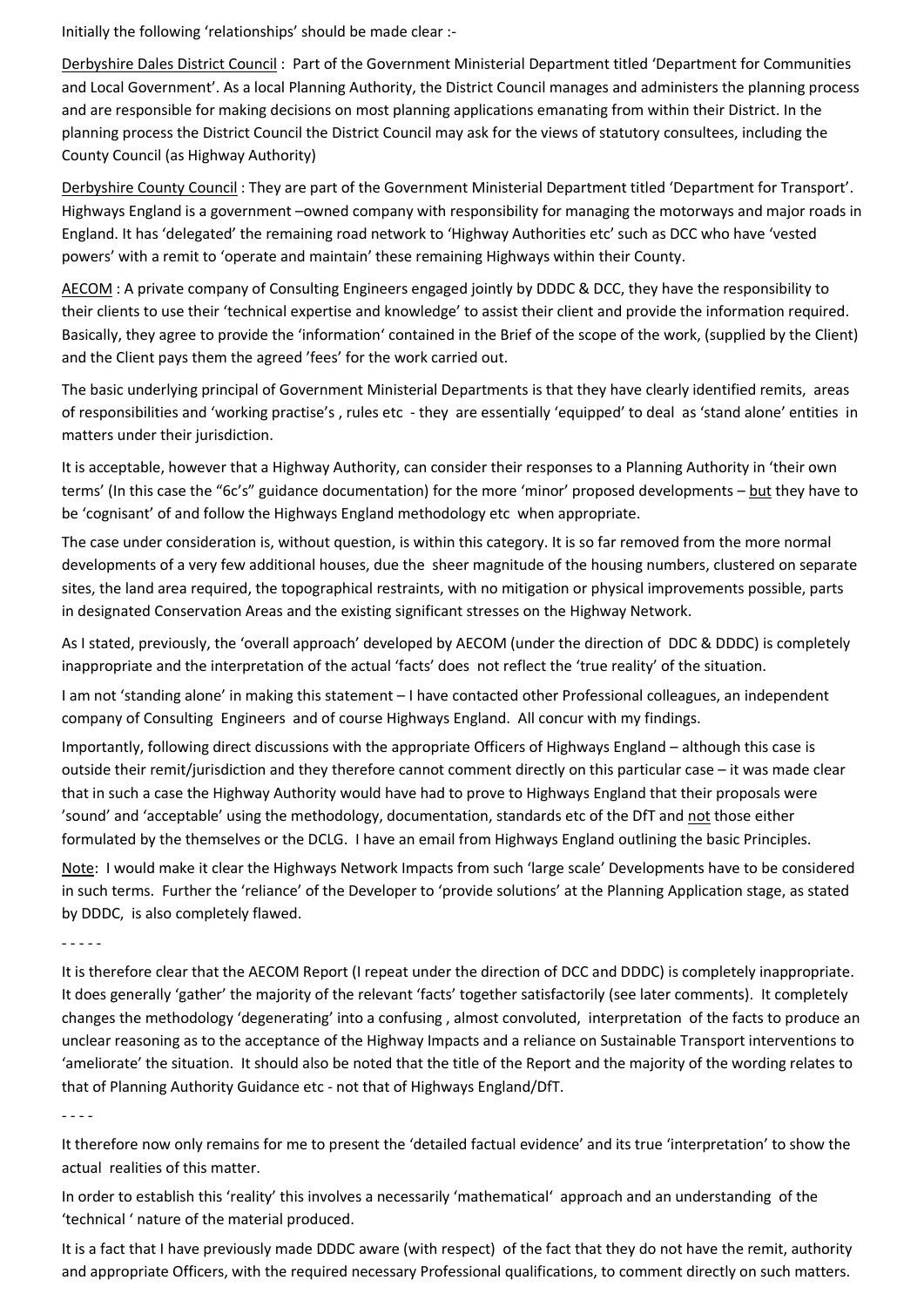Initially the following 'relationships' should be made clear :-

Derbyshire Dales District Council : Part of the Government Ministerial Department titled 'Department for Communities and Local Government'. As a local Planning Authority, the District Council manages and administers the planning process and are responsible for making decisions on most planning applications emanating from within their District. In the planning process the District Council the District Council may ask for the views of statutory consultees, including the County Council (as Highway Authority)

Derbyshire County Council : They are part of the Government Ministerial Department titled 'Department for Transport'. Highways England is a government –owned company with responsibility for managing the motorways and major roads in England. It has 'delegated' the remaining road network to 'Highway Authorities etc' such as DCC who have 'vested powers' with a remit to 'operate and maintain' these remaining Highways within their County.

AECOM : A private company of Consulting Engineers engaged jointly by DDDC & DCC, they have the responsibility to their clients to use their 'technical expertise and knowledge' to assist their client and provide the information required. Basically, they agree to provide the 'information' contained in the Brief of the scope of the work, (supplied by the Client) and the Client pays them the agreed 'fees' for the work carried out.

The basic underlying principal of Government Ministerial Departments is that they have clearly identified remits, areas of responsibilities and 'working practise's , rules etc - they are essentially 'equipped' to deal as 'stand alone' entities in matters under their jurisdiction.

It is acceptable, however that a Highway Authority, can consider their responses to a Planning Authority in 'their own terms' (In this case the "6c's" guidance documentation) for the more 'minor' proposed developments – but they have to be 'cognisant' of and follow the Highways England methodology etc when appropriate.

The case under consideration is, without question, is within this category. It is so far removed from the more normal developments of a very few additional houses, due the sheer magnitude of the housing numbers, clustered on separate sites, the land area required, the topographical restraints, with no mitigation or physical improvements possible, parts in designated Conservation Areas and the existing significant stresses on the Highway Network.

As I stated, previously, the 'overall approach' developed by AECOM (under the direction of DDC & DDDC) is completely inappropriate and the interpretation of the actual 'facts' does not reflect the 'true reality' of the situation.

I am not 'standing alone' in making this statement – I have contacted other Professional colleagues, an independent company of Consulting Engineers and of course Highways England. All concur with my findings.

Importantly, following direct discussions with the appropriate Officers of Highways England – although this case is outside their remit/jurisdiction and they therefore cannot comment directly on this particular case – it was made clear that in such a case the Highway Authority would have had to prove to Highways England that their proposals were 'sound' and 'acceptable' using the methodology, documentation, standards etc of the DfT and not those either formulated by the themselves or the DCLG. I have an email from Highways England outlining the basic Principles.

Note: I would make it clear the Highways Network Impacts from such 'large scale' Developments have to be considered in such terms. Further the 'reliance' of the Developer to 'provide solutions' at the Planning Application stage, as stated by DDDC, is also completely flawed.

- - - - -

It is therefore clear that the AECOM Report (I repeat under the direction of DCC and DDDC) is completely inappropriate. It does generally 'gather' the majority of the relevant 'facts' together satisfactorily (see later comments). It completely changes the methodology 'degenerating' into a confusing , almost convoluted, interpretation of the facts to produce an unclear reasoning as to the acceptance of the Highway Impacts and a reliance on Sustainable Transport interventions to 'ameliorate' the situation. It should also be noted that the title of the Report and the majority of the wording relates to that of Planning Authority Guidance etc - not that of Highways England/DfT.

- - - -

It therefore now only remains for me to present the 'detailed factual evidence' and its true 'interpretation' to show the actual realities of this matter.

In order to establish this 'reality' this involves a necessarily 'mathematical' approach and an understanding of the 'technical ' nature of the material produced.

It is a fact that I have previously made DDDC aware (with respect) of the fact that they do not have the remit, authority and appropriate Officers, with the required necessary Professional qualifications, to comment directly on such matters.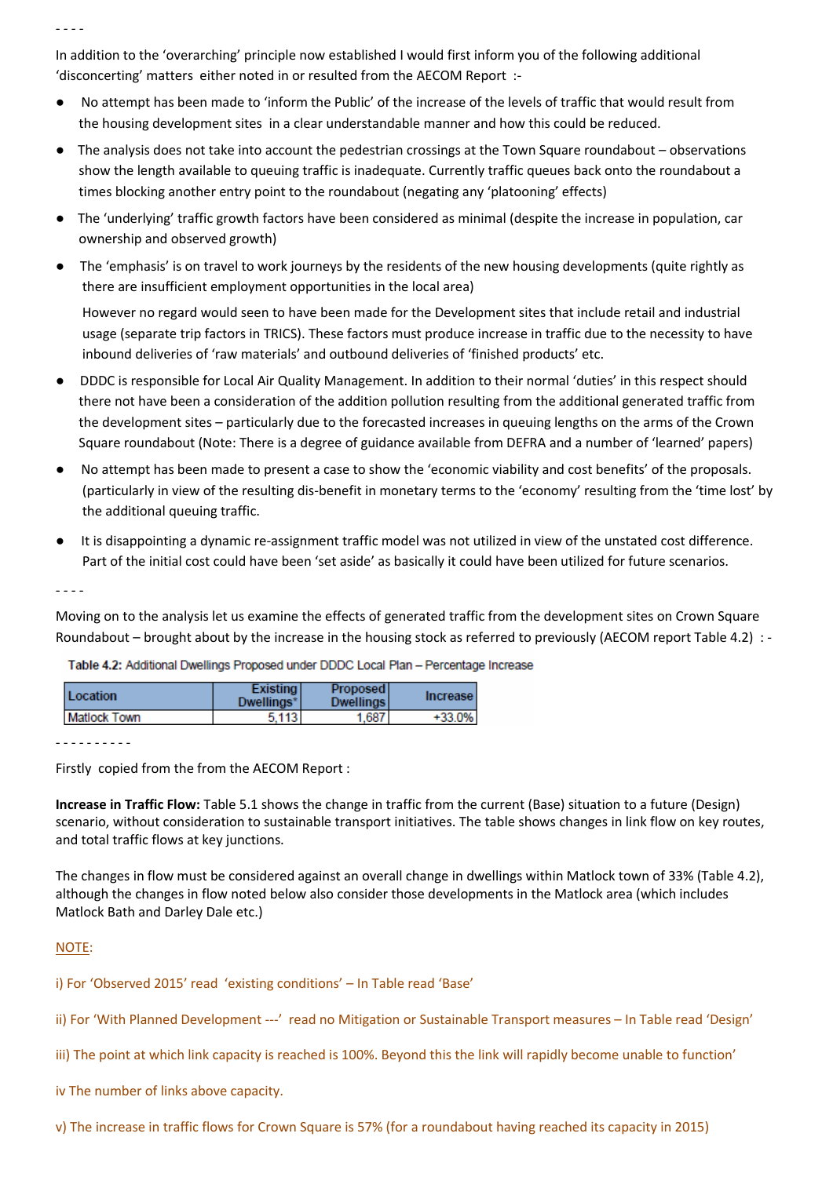- - - -

In addition to the 'overarching' principle now established I would first inform you of the following additional 'disconcerting' matters either noted in or resulted from the AECOM Report :-

- No attempt has been made to 'inform the Public' of the increase of the levels of traffic that would result from the housing development sites in a clear understandable manner and how this could be reduced.
- The analysis does not take into account the pedestrian crossings at the Town Square roundabout – observations show the length available to queuing traffic is inadequate. Currently traffic queues back onto the roundabout a times blocking another entry point to the roundabout (negating any 'platooning' effects)
- The 'underlying' traffic growth factors have been considered as minimal (despite the increase in population, car ownership and observed growth)
- The 'emphasis' is on travel to work journeys by the residents of the new housing developments (quite rightly as there are insufficient employment opportunities in the local area)

  However no regard would seen to have been made for the Development sites that include retail and industrial usage (separate trip factors in TRICS). These factors must produce increase in traffic due to the necessity to have inbound deliveries of 'raw materials' and outbound deliveries of 'finished products' etc.
- DDDC is responsible for Local Air Quality Management. In addition to their normal 'duties' in this respect should there not have been a consideration of the addition pollution resulting from the additional generated traffic from the development sites – particularly due to the forecasted increases in queuing lengths on the arms of the Crown Square roundabout (Note: There is a degree of guidance available from DEFRA and a number of 'learned' papers)
- No attempt has been made to present a case to show the 'economic viability and cost benefits' of the proposals. (particularly in view of the resulting dis-benefit in monetary terms to the 'economy' resulting from the 'time lost' by the additional queuing traffic.
- It is disappointing a dynamic re-assignment traffic model was not utilized in view of the unstated cost difference. Part of the initial cost could have been 'set aside' as basically it could have been utilized for future scenarios.

- - - -

Moving on to the analysis let us examine the effects of generated traffic from the development sites on Crown Square Roundabout – brought about by the increase in the housing stock as referred to previously (AECOM report Table 4.2) : -

**Table 4.2:** Additional Dwellings Proposed under DDDC Local Plan – Percentage Increase

| Location | Existing Dwellings* | Proposed Dwellings | Increase |
|---|---|---|---|
| Matlock Town | 5,113 | 1,687 | +33.0% |

- - - - - - - - - -

Firstly copied from the from the AECOM Report :

**Increase in Traffic Flow:** Table 5.1 shows the change in traffic from the current (Base) situation to a future (Design) scenario, without consideration to sustainable transport initiatives. The table shows changes in link flow on key routes, and total traffic flows at key junctions.

The changes in flow must be considered against an overall change in dwellings within Matlock town of 33% (Table 4.2), although the changes in flow noted below also consider those developments in the Matlock area (which includes Matlock Bath and Darley Dale etc.)

NOTE:

i) For 'Observed 2015' read 'existing conditions' – In Table read 'Base'

ii) For 'With Planned Development ---' read no Mitigation or Sustainable Transport measures – In Table read 'Design'

iii) The point at which link capacity is reached is 100%. Beyond this the link will rapidly become unable to function'

iv The number of links above capacity.

v) The increase in traffic flows for Crown Square is 57% (for a roundabout having reached its capacity in 2015)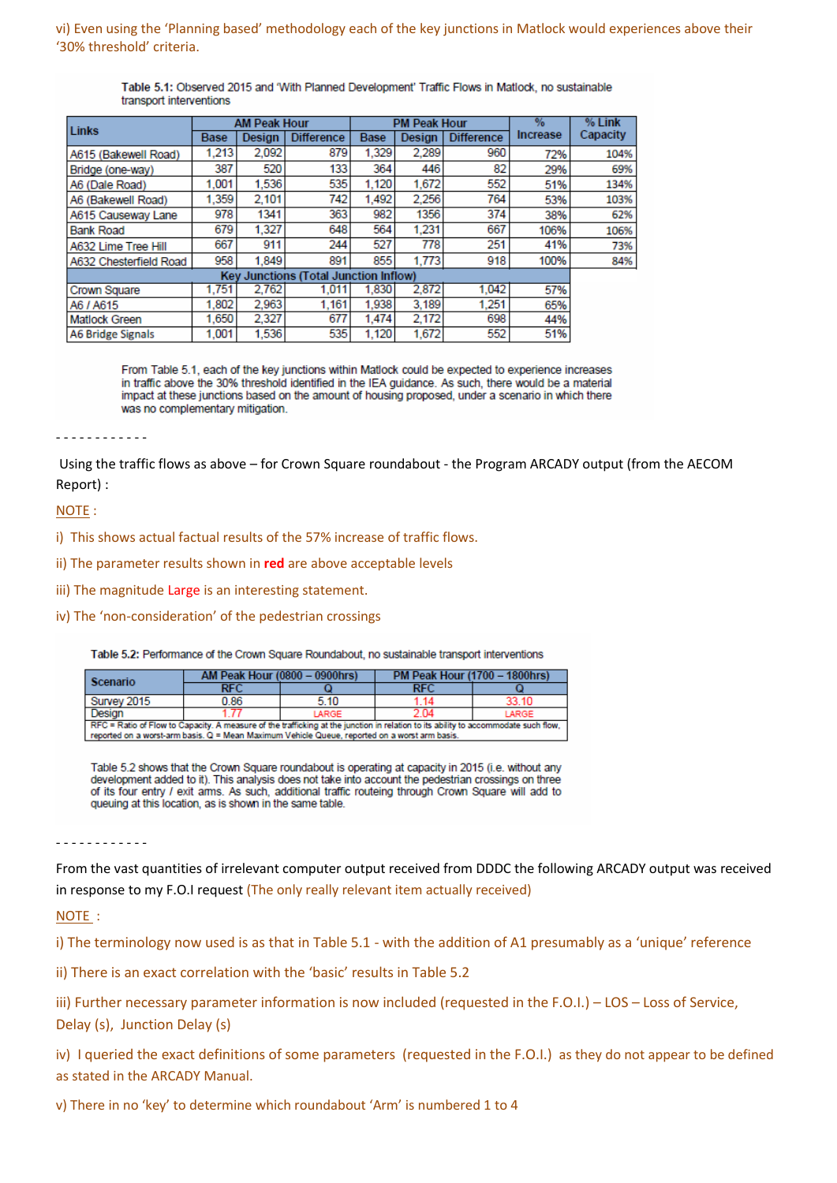vi) Even using the 'Planning based' methodology each of the key junctions in Matlock would experiences above their '30% threshold' criteria.

**Table 5.1:** Observed 2015 and 'With Planned Development' Traffic Flows in Matlock, no sustainable transport interventions

| Links | AM Peak Hour | | | PM Peak Hour | | | % Increase | % Link Capacity |
|---|---|---|---|---|---|---|---|---|
| | Base | Design | Difference | Base | Design | Difference | | |
| A615 (Bakewell Road) | 1,213 | 2,092 | 879 | 1,329 | 2,289 | 960 | 72% | 104% |
| Bridge (one-way) | 387 | 520 | 133 | 364 | 446 | 82 | 29% | 69% |
| A6 (Dale Road) | 1,001 | 1,536 | 535 | 1,120 | 1,672 | 552 | 51% | 134% |
| A6 (Bakewell Road) | 1,359 | 2,101 | 742 | 1,492 | 2,256 | 764 | 53% | 103% |
| A615 Causeway Lane | 978 | 1341 | 363 | 982 | 1356 | 374 | 38% | 62% |
| Bank Road | 679 | 1,327 | 648 | 564 | 1,231 | 667 | 106% | 106% |
| A632 Lime Tree Hill | 667 | 911 | 244 | 527 | 778 | 251 | 41% | 73% |
| A632 Chesterfield Road | 958 | 1,849 | 891 | 855 | 1,773 | 918 | 100% | 84% |
| **Key Junctions (Total Junction Inflow)** | | | | | | | | |
| Crown Square | 1,751 | 2,762 | 1,011 | 1,830 | 2,872 | 1,042 | 57% | |
| A6 / A615 | 1,802 | 2,963 | 1,161 | 1,938 | 3,189 | 1,251 | 65% | |
| Matlock Green | 1,650 | 2,327 | 677 | 1,474 | 2,172 | 698 | 44% | |
| A6 Bridge Signals | 1,001 | 1,536 | 535 | 1,120 | 1,672 | 552 | 51% | |

From Table 5.1, each of the key junctions within Matlock could be expected to experience increases in traffic above the 30% threshold identified in the IEA guidance. As such, there would be a material impact at these junctions based on the amount of housing proposed, under a scenario in which there was no complementary mitigation.

\- - - - - - - - - - - -

Using the traffic flows as above – for Crown Square roundabout - the Program ARCADY output (from the AECOM Report) :

NOTE :

i) This shows actual factual results of the 57% increase of traffic flows.

ii) The parameter results shown in **red** are above acceptable levels

iii) The magnitude Large is an interesting statement.

iv) The 'non-consideration' of the pedestrian crossings

**Table 5.2:** Performance of the Crown Square Roundabout, no sustainable transport interventions

| Scenario | AM Peak Hour (0800 – 0900hrs) | | PM Peak Hour (1700 – 1800hrs) | |
|---|---|---|---|---|
| | RFC | Q | RFC | Q |
| Survey 2015 | 0.86 | 5.10 | 1.14 | 33.10 |
| Design | 1.77 | LARGE | 2.04 | LARGE |

RFC = Ratio of Flow to Capacity. A measure of the trafficking at the junction in relation to its ability to accommodate such flow, reported on a worst-arm basis. Q = Mean Maximum Vehicle Queue, reported on a worst arm basis.

Table 5.2 shows that the Crown Square roundabout is operating at capacity in 2015 (i.e. without any development added to it). This analysis does not take into account the pedestrian crossings on three of its four entry / exit arms. As such, additional traffic routeing through Crown Square will add to queuing at this location, as is shown in the same table.

\- - - - - - - - - - - -

From the vast quantities of irrelevant computer output received from DDDC the following ARCADY output was received in response to my F.O.I request (The only really relevant item actually received)

NOTE :

i) The terminology now used is as that in Table 5.1 - with the addition of A1 presumably as a 'unique' reference

ii) There is an exact correlation with the 'basic' results in Table 5.2

iii) Further necessary parameter information is now included (requested in the F.O.I.) – LOS – Loss of Service, Delay (s), Junction Delay (s)

iv) I queried the exact definitions of some parameters (requested in the F.O.I.) as they do not appear to be defined as stated in the ARCADY Manual.

v) There in no 'key' to determine which roundabout 'Arm' is numbered 1 to 4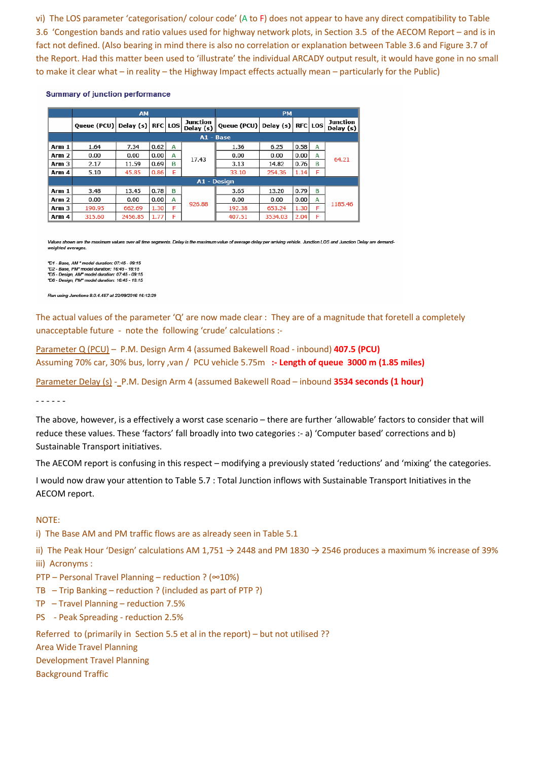vi) The LOS parameter 'categorisation/ colour code' (A to F) does not appear to have any direct compatibility to Table 3.6 'Congestion bands and ratio values used for highway network plots, in Section 3.5 of the AECOM Report – and is in fact not defined. (Also bearing in mind there is also no correlation or explanation between Table 3.6 and Figure 3.7 of the Report. Had this matter been used to 'illustrate' the individual ARCADY output result, it would have gone in no small to make it clear what – in reality – the Highway Impact effects actually mean – particularly for the Public)

**Summary of junction performance**

| | AM | | | | | PM | | | | |
|---|---|---|---|---|---|---|---|---|---|---|
| | Queue (PCU) | Delay (s) | RFC | LOS | Junction Delay (s) | Queue (PCU) | Delay (s) | RFC | LOS | Junction Delay (s) |
| **A1 - Base** | | | | | | | | | | |
| Arm 1 | 1.64 | 7.34 | 0.62 | A | 17.43 | 1.36 | 6.25 | 0.58 | A | 64.21 |
| Arm 2 | 0.00 | 0.00 | 0.00 | A | | 0.00 | 0.00 | 0.00 | A | |
| Arm 3 | 2.17 | 11.59 | 0.69 | B | | 3.13 | 14.82 | 0.76 | B | |
| Arm 4 | 5.10 | 45.85 | 0.86 | E | | 33.10 | 254.36 | 1.14 | F | |
| **A1 - Design** | | | | | | | | | | |
| Arm 1 | 3.48 | 13.45 | 0.78 | B | 926.88 | 3.65 | 13.20 | 0.79 | B | 1185.46 |
| Arm 2 | 0.00 | 0.00 | 0.00 | A | | 0.00 | 0.00 | 0.00 | A | |
| Arm 3 | 190.95 | 662.69 | 1.30 | F | | 192.38 | 653.24 | 1.30 | F | |
| Arm 4 | 315.60 | 2456.85 | 1.77 | F | | 407.51 | 3534.03 | 2.04 | F | |

*Values shown are the maximum values over all time segments. Delay is the maximum value of average delay per arriving vehicle. Junction LOS and Junction Delay are demand-weighted averages.*

*"D1 - Base, AM" model duration: 07:45 - 09:15*
*"D2 - Base, PM" model duration: 16:45 - 18:15*
*"D5 - Design, AM" model duration: 07:45 - 09:15*
*"D6 - Design, PM" model duration: 16:45 - 18:15*

*Run using Junctions 8.0.4.487 at 22/09/2016 16:12:29*

The actual values of the parameter 'Q' are now made clear : They are of a magnitude that foretell a completely unacceptable future - note the following 'crude' calculations :-

Parameter Q (PCU) – P.M. Design Arm 4 (assumed Bakewell Road - inbound) **407.5 (PCU)**
Assuming 70% car, 30% bus, lorry ,van / PCU vehicle 5.75m **:- Length of queue 3000 m (1.85 miles)**

Parameter Delay (s) - P.M. Design Arm 4 (assumed Bakewell Road – inbound **3534 seconds (1 hour)**

- - - - - -

The above, however, is a effectively a worst case scenario – there are further 'allowable' factors to consider that will reduce these values. These 'factors' fall broadly into two categories :- a) 'Computer based' corrections and b) Sustainable Transport initiatives.

The AECOM report is confusing in this respect – modifying a previously stated 'reductions' and 'mixing' the categories.

I would now draw your attention to Table 5.7 : Total Junction inflows with Sustainable Transport Initiatives in the AECOM report.

NOTE:

i) The Base AM and PM traffic flows are as already seen in Table 5.1

ii) The Peak Hour 'Design' calculations AM 1,751 → 2448 and PM 1830 → 2546 produces a maximum % increase of 39%

iii) Acronyms :

PTP – Personal Travel Planning – reduction ? (∞10%)
TB – Trip Banking – reduction ? (included as part of PTP ?)
TP – Travel Planning – reduction 7.5%
PS - Peak Spreading - reduction 2.5%

Referred to (primarily in Section 5.5 et al in the report) – but not utilised ??
Area Wide Travel Planning
Development Travel Planning
Background Traffic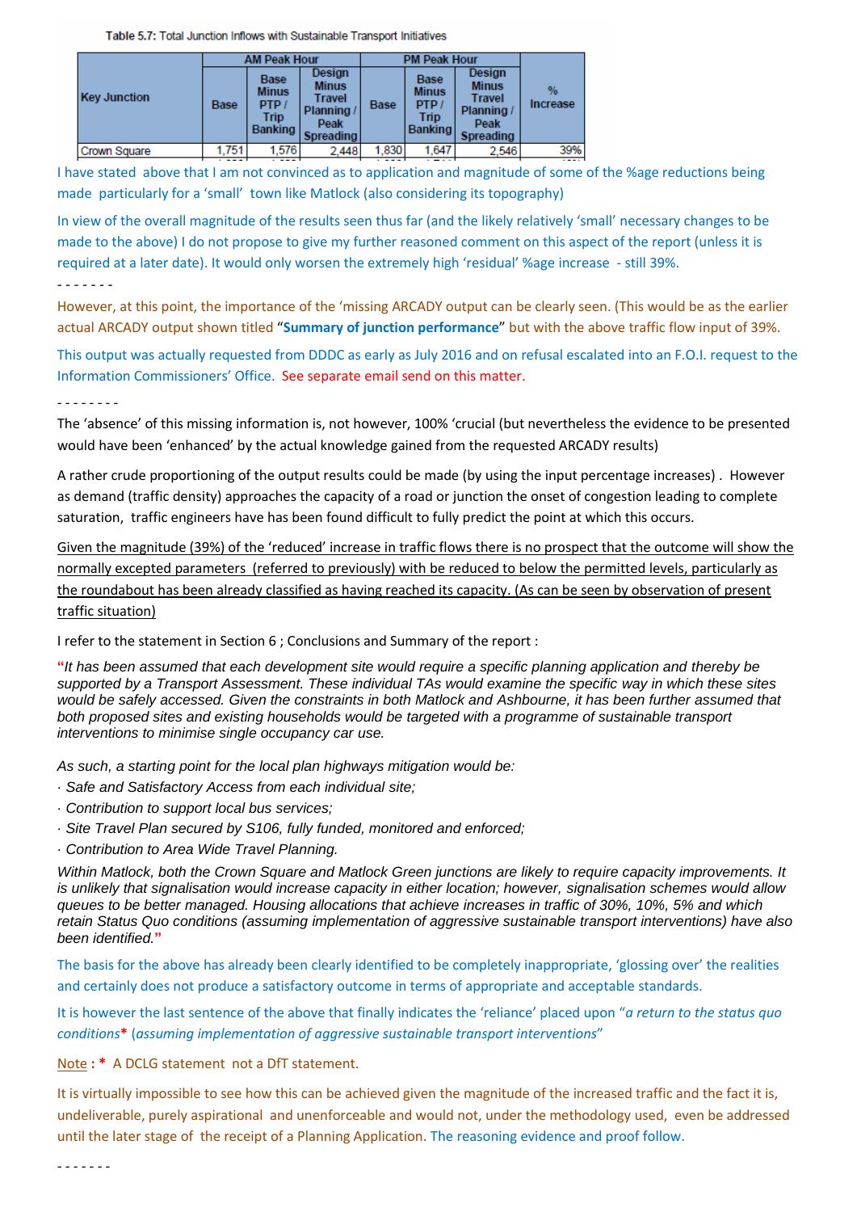Table 5.7: Total Junction Inflows with Sustainable Transport Initiatives

| Key Junction | AM Peak Hour | | | PM Peak Hour | | | % Increase |
|---|---|---|---|---|---|---|---|
| | Base | Base Minus PTP / Trip Banking | Design Minus Travel Planning / Peak Spreading | Base | Base Minus PTP / Trip Banking | Design Minus Travel Planning / Peak Spreading | |
| Crown Square | 1,751 | 1,576 | 2,448 | 1,830 | 1,647 | 2,546 | 39% |

I have stated above that I am not convinced as to application and magnitude of some of the %age reductions being made particularly for a 'small' town like Matlock (also considering its topography)

In view of the overall magnitude of the results seen thus far (and the likely relatively 'small' necessary changes to be made to the above) I do not propose to give my further reasoned comment on this aspect of the report (unless it is required at a later date). It would only worsen the extremely high 'residual' %age increase - still 39%.

- - - - - - -

However, at this point, the importance of the 'missing ARCADY output can be clearly seen. (This would be as the earlier actual ARCADY output shown titled "**Summary of junction performance**" but with the above traffic flow input of 39%.

This output was actually requested from DDDC as early as July 2016 and on refusal escalated into an F.O.I. request to the Information Commissioners' Office. See separate email send on this matter.

- - - - - - - -

The 'absence' of this missing information is, not however, 100% 'crucial (but nevertheless the evidence to be presented would have been 'enhanced' by the actual knowledge gained from the requested ARCADY results)

A rather crude proportioning of the output results could be made (by using the input percentage increases) . However as demand (traffic density) approaches the capacity of a road or junction the onset of congestion leading to complete saturation, traffic engineers have has been found difficult to fully predict the point at which this occurs.

<u>Given the magnitude (39%) of the 'reduced' increase in traffic flows there is no prospect that the outcome will show the normally excepted parameters (referred to previously) with be reduced to below the permitted levels, particularly as the roundabout has been already classified as having reached its capacity. (As can be seen by observation of present traffic situation)</u>

I refer to the statement in Section 6 ; Conclusions and Summary of the report :

"*It has been assumed that each development site would require a specific planning application and thereby be supported by a Transport Assessment. These individual TAs would examine the specific way in which these sites would be safely accessed. Given the constraints in both Matlock and Ashbourne, it has been further assumed that both proposed sites and existing households would be targeted with a programme of sustainable transport interventions to minimise single occupancy car use.*

*As such, a starting point for the local plan highways mitigation would be:*

- *Safe and Satisfactory Access from each individual site;*
- *Contribution to support local bus services;*
- *Site Travel Plan secured by S106, fully funded, monitored and enforced;*
- *Contribution to Area Wide Travel Planning.*

*Within Matlock, both the Crown Square and Matlock Green junctions are likely to require capacity improvements. It is unlikely that signalisation would increase capacity in either location; however, signalisation schemes would allow queues to be better managed. Housing allocations that achieve increases in traffic of 30%, 10%, 5% and which retain Status Quo conditions (assuming implementation of aggressive sustainable transport interventions) have also been identified.*"

The basis for the above has already been clearly identified to be completely inappropriate, 'glossing over' the realities and certainly does not produce a satisfactory outcome in terms of appropriate and acceptable standards.

It is however the last sentence of the above that finally indicates the 'reliance' placed upon "*a return to the status quo conditions*\* (*assuming implementation of aggressive sustainable transport interventions*"

<u>Note</u> **: \*** A DCLG statement not a DfT statement.

It is virtually impossible to see how this can be achieved given the magnitude of the increased traffic and the fact it is, undeliverable, purely aspirational and unenforceable and would not, under the methodology used, even be addressed until the later stage of the receipt of a Planning Application. The reasoning evidence and proof follow.

- - - - - - -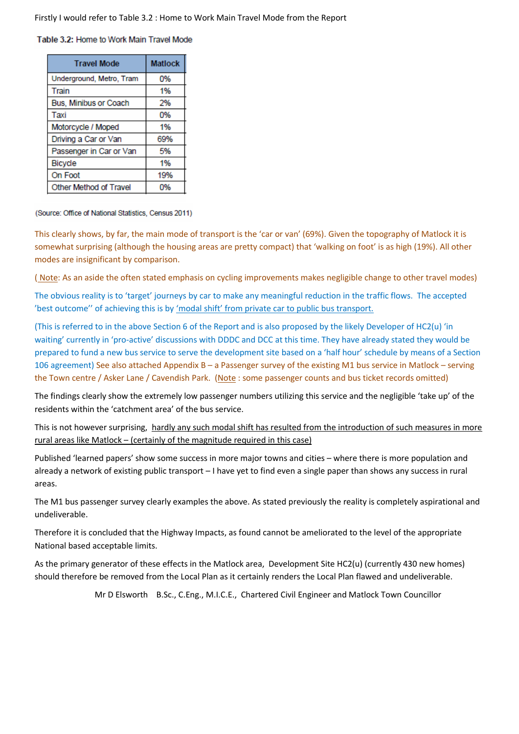Firstly I would refer to Table 3.2 : Home to Work Main Travel Mode from the Report

**Table 3.2:** Home to Work Main Travel Mode

| Travel Mode | Matlock |
|---|---|
| Underground, Metro, Tram | 0% |
| Train | 1% |
| Bus, Minibus or Coach | 2% |
| Taxi | 0% |
| Motorcycle / Moped | 1% |
| Driving a Car or Van | 69% |
| Passenger in Car or Van | 5% |
| Bicycle | 1% |
| On Foot | 19% |
| Other Method of Travel | 0% |

(Source: Office of National Statistics, Census 2011)

This clearly shows, by far, the main mode of transport is the 'car or van' (69%). Given the topography of Matlock it is somewhat surprising (although the housing areas are pretty compact) that 'walking on foot' is as high (19%). All other modes are insignificant by comparison.

( Note: As an aside the often stated emphasis on cycling improvements makes negligible change to other travel modes)

The obvious reality is to 'target' journeys by car to make any meaningful reduction in the traffic flows. The accepted 'best outcome'' of achieving this is by 'modal shift' from private car to public bus transport.

(This is referred to in the above Section 6 of the Report and is also proposed by the likely Developer of HC2(u) 'in waiting' currently in 'pro-active' discussions with DDDC and DCC at this time. They have already stated they would be prepared to fund a new bus service to serve the development site based on a 'half hour' schedule by means of a Section 106 agreement) See also attached Appendix B – a Passenger survey of the existing M1 bus service in Matlock – serving the Town centre / Asker Lane / Cavendish Park. (Note : some passenger counts and bus ticket records omitted)

The findings clearly show the extremely low passenger numbers utilizing this service and the negligible 'take up' of the residents within the 'catchment area' of the bus service.

This is not however surprising, hardly any such modal shift has resulted from the introduction of such measures in more rural areas like Matlock – (certainly of the magnitude required in this case)

Published 'learned papers' show some success in more major towns and cities – where there is more population and already a network of existing public transport – I have yet to find even a single paper than shows any success in rural areas.

The M1 bus passenger survey clearly examples the above. As stated previously the reality is completely aspirational and undeliverable.

Therefore it is concluded that the Highway Impacts, as found cannot be ameliorated to the level of the appropriate National based acceptable limits.

As the primary generator of these effects in the Matlock area, Development Site HC2(u) (currently 430 new homes) should therefore be removed from the Local Plan as it certainly renders the Local Plan flawed and undeliverable.

Mr D Elsworth B.Sc., C.Eng., M.I.C.E., Chartered Civil Engineer and Matlock Town Councillor